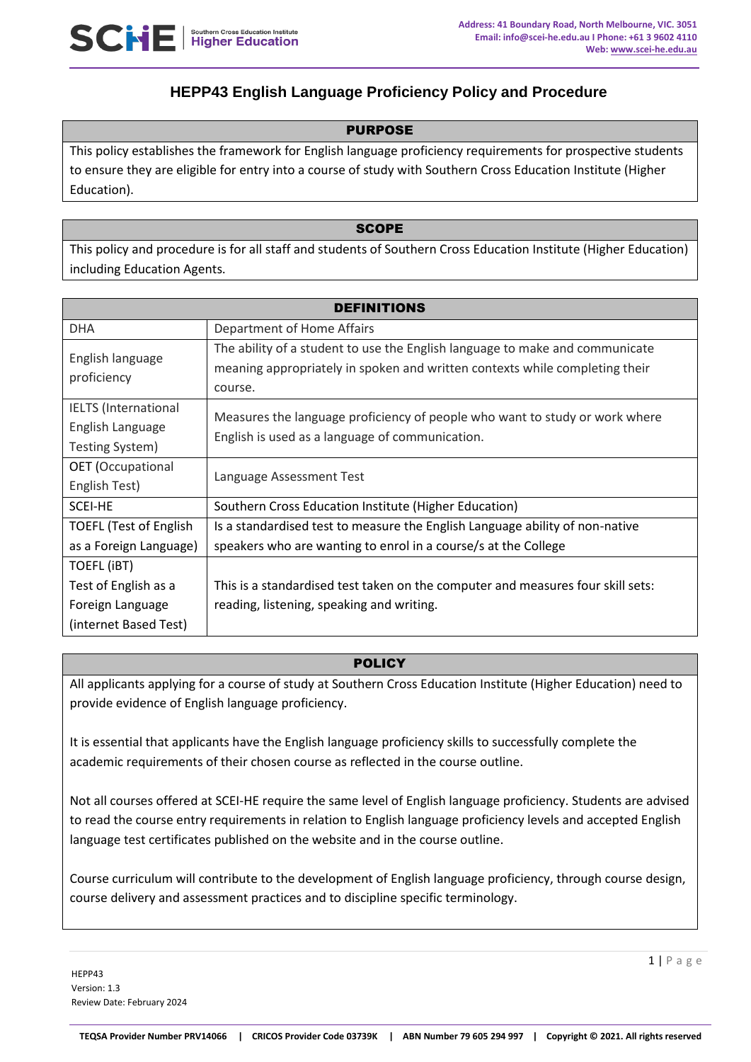# HEPP43 English Language Proficiency Policy and Procedure

| PURPOSE |
|---|
| This policy establishes the framework for English language proficiency requirements for prospective students to ensure they are eligible for entry into a course of study with Southern Cross Education Institute (Higher Education). |

| SCOPE |
|---|
| This policy and procedure is for all staff and students of Southern Cross Education Institute (Higher Education) including Education Agents. |

| DEFINITIONS | |
|---|---|
| DHA | Department of Home Affairs |
| English language proficiency | The ability of a student to use the English language to make and communicate meaning appropriately in spoken and written contexts while completing their course. |
| IELTS (International English Language Testing System) | Measures the language proficiency of people who want to study or work where English is used as a language of communication. |
| OET (Occupational English Test) | Language Assessment Test |
| SCEI-HE | Southern Cross Education Institute (Higher Education) |
| TOEFL (Test of English as a Foreign Language) | Is a standardised test to measure the English Language ability of non-native speakers who are wanting to enrol in a course/s at the College |
| TOEFL (iBT) Test of English as a Foreign Language (internet Based Test) | This is a standardised test taken on the computer and measures four skill sets: reading, listening, speaking and writing. |

## POLICY

All applicants applying for a course of study at Southern Cross Education Institute (Higher Education) need to provide evidence of English language proficiency.

It is essential that applicants have the English language proficiency skills to successfully complete the academic requirements of their chosen course as reflected in the course outline.

Not all courses offered at SCEI-HE require the same level of English language proficiency. Students are advised to read the course entry requirements in relation to English language proficiency levels and accepted English language test certificates published on the website and in the course outline.

Course curriculum will contribute to the development of English language proficiency, through course design, course delivery and assessment practices and to discipline specific terminology.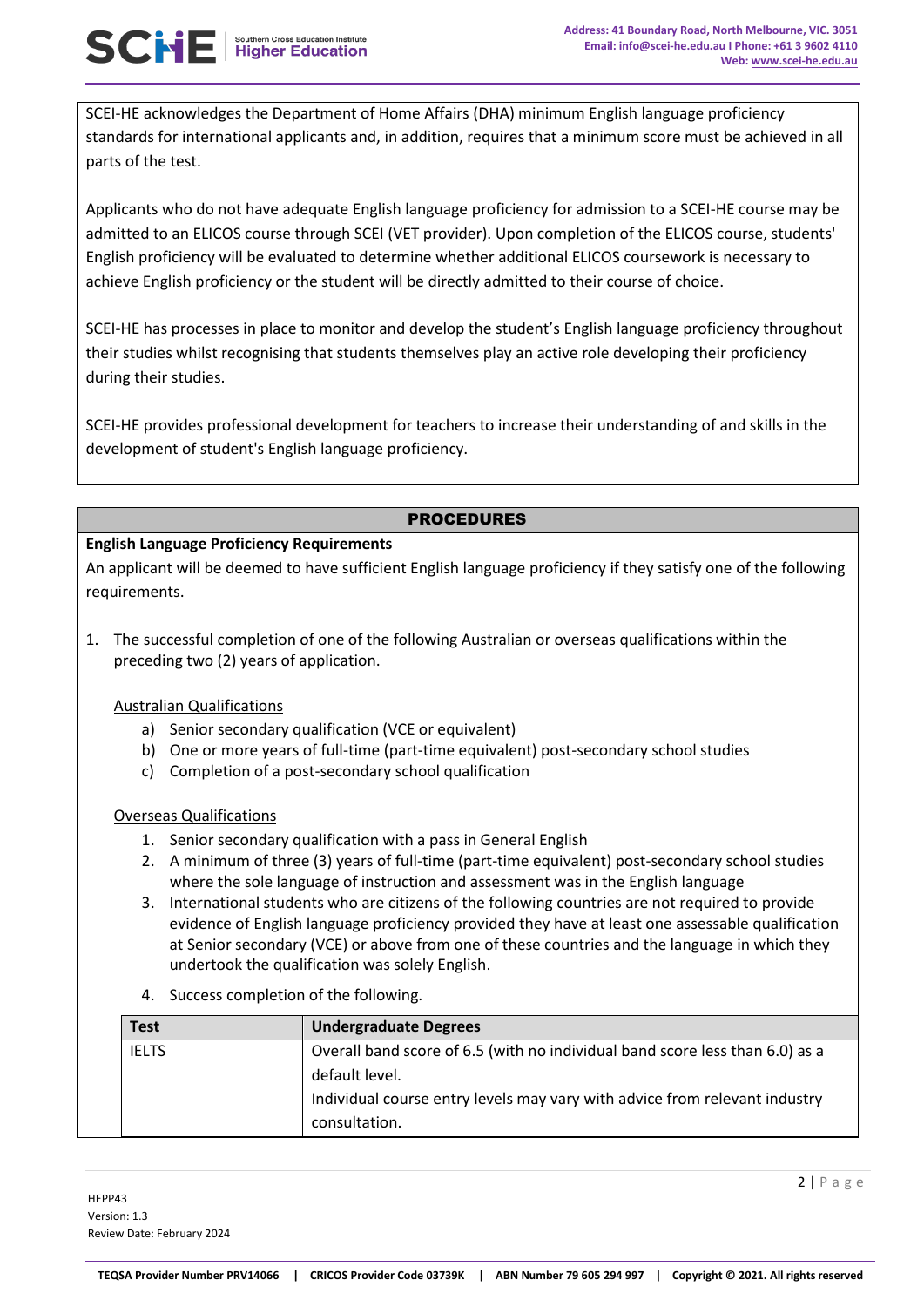SCEI-HE acknowledges the Department of Home Affairs (DHA) minimum English language proficiency standards for international applicants and, in addition, requires that a minimum score must be achieved in all parts of the test.

Applicants who do not have adequate English language proficiency for admission to a SCEI-HE course may be admitted to an ELICOS course through SCEI (VET provider). Upon completion of the ELICOS course, students' English proficiency will be evaluated to determine whether additional ELICOS coursework is necessary to achieve English proficiency or the student will be directly admitted to their course of choice.

SCEI-HE has processes in place to monitor and develop the student's English language proficiency throughout their studies whilst recognising that students themselves play an active role developing their proficiency during their studies.

SCEI-HE provides professional development for teachers to increase their understanding of and skills in the development of student's English language proficiency.

## PROCEDURES

**English Language Proficiency Requirements**

An applicant will be deemed to have sufficient English language proficiency if they satisfy one of the following requirements.

1. The successful completion of one of the following Australian or overseas qualifications within the preceding two (2) years of application.

   Australian Qualifications

   a) Senior secondary qualification (VCE or equivalent)
   b) One or more years of full-time (part-time equivalent) post-secondary school studies
   c) Completion of a post-secondary school qualification

   Overseas Qualifications

   1. Senior secondary qualification with a pass in General English
   2. A minimum of three (3) years of full-time (part-time equivalent) post-secondary school studies where the sole language of instruction and assessment was in the English language
   3. International students who are citizens of the following countries are not required to provide evidence of English language proficiency provided they have at least one assessable qualification at Senior secondary (VCE) or above from one of these countries and the language in which they undertook the qualification was solely English.
   4. Success completion of the following.

| Test | Undergraduate Degrees |
|---|---|
| IELTS | Overall band score of 6.5 (with no individual band score less than 6.0) as a default level.<br>Individual course entry levels may vary with advice from relevant industry consultation. |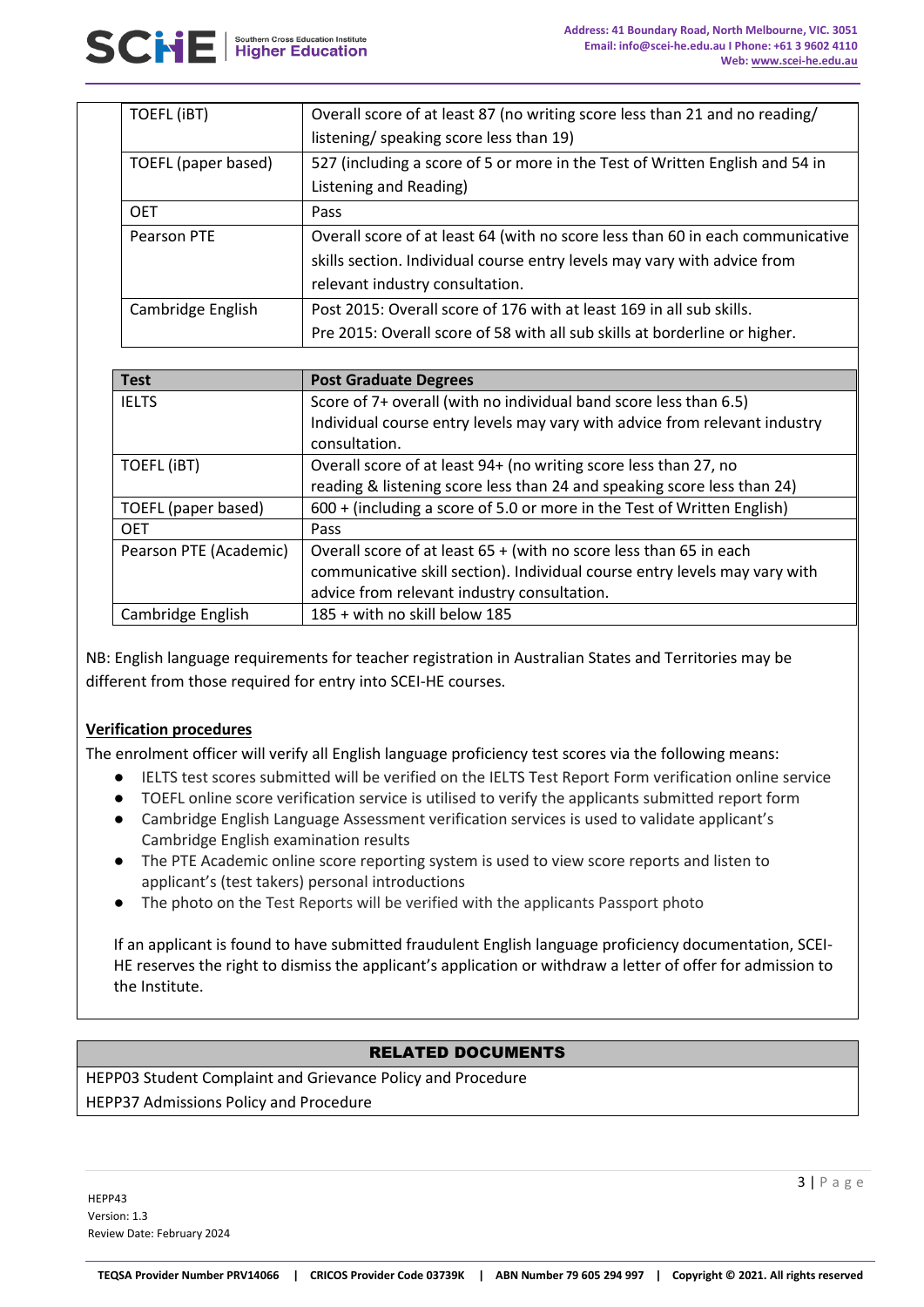| | |
|---|---|
| TOEFL (iBT) | Overall score of at least 87 (no writing score less than 21 and no reading/ listening/ speaking score less than 19) |
| TOEFL (paper based) | 527 (including a score of 5 or more in the Test of Written English and 54 in Listening and Reading) |
| OET | Pass |
| Pearson PTE | Overall score of at least 64 (with no score less than 60 in each communicative skills section. Individual course entry levels may vary with advice from relevant industry consultation. |
| Cambridge English | Post 2015: Overall score of 176 with at least 169 in all sub skills.<br>Pre 2015: Overall score of 58 with all sub skills at borderline or higher. |

| Test | Post Graduate Degrees |
|---|---|
| IELTS | Score of 7+ overall (with no individual band score less than 6.5)<br>Individual course entry levels may vary with advice from relevant industry consultation. |
| TOEFL (iBT) | Overall score of at least 94+ (no writing score less than 27, no reading & listening score less than 24 and speaking score less than 24) |
| TOEFL (paper based) | 600 + (including a score of 5.0 or more in the Test of Written English) |
| OET | Pass |
| Pearson PTE (Academic) | Overall score of at least 65 + (with no score less than 65 in each communicative skill section). Individual course entry levels may vary with advice from relevant industry consultation. |
| Cambridge English | 185 + with no skill below 185 |

NB: English language requirements for teacher registration in Australian States and Territories may be different from those required for entry into SCEI-HE courses.

**Verification procedures**

The enrolment officer will verify all English language proficiency test scores via the following means:

- IELTS test scores submitted will be verified on the IELTS Test Report Form verification online service
- TOEFL online score verification service is utilised to verify the applicants submitted report form
- Cambridge English Language Assessment verification services is used to validate applicant's Cambridge English examination results
- The PTE Academic online score reporting system is used to view score reports and listen to applicant's (test takers) personal introductions
- The photo on the Test Reports will be verified with the applicants Passport photo

If an applicant is found to have submitted fraudulent English language proficiency documentation, SCEI-HE reserves the right to dismiss the applicant's application or withdraw a letter of offer for admission to the Institute.

| RELATED DOCUMENTS |
|---|
| HEPP03 Student Complaint and Grievance Policy and Procedure |
| HEPP37 Admissions Policy and Procedure |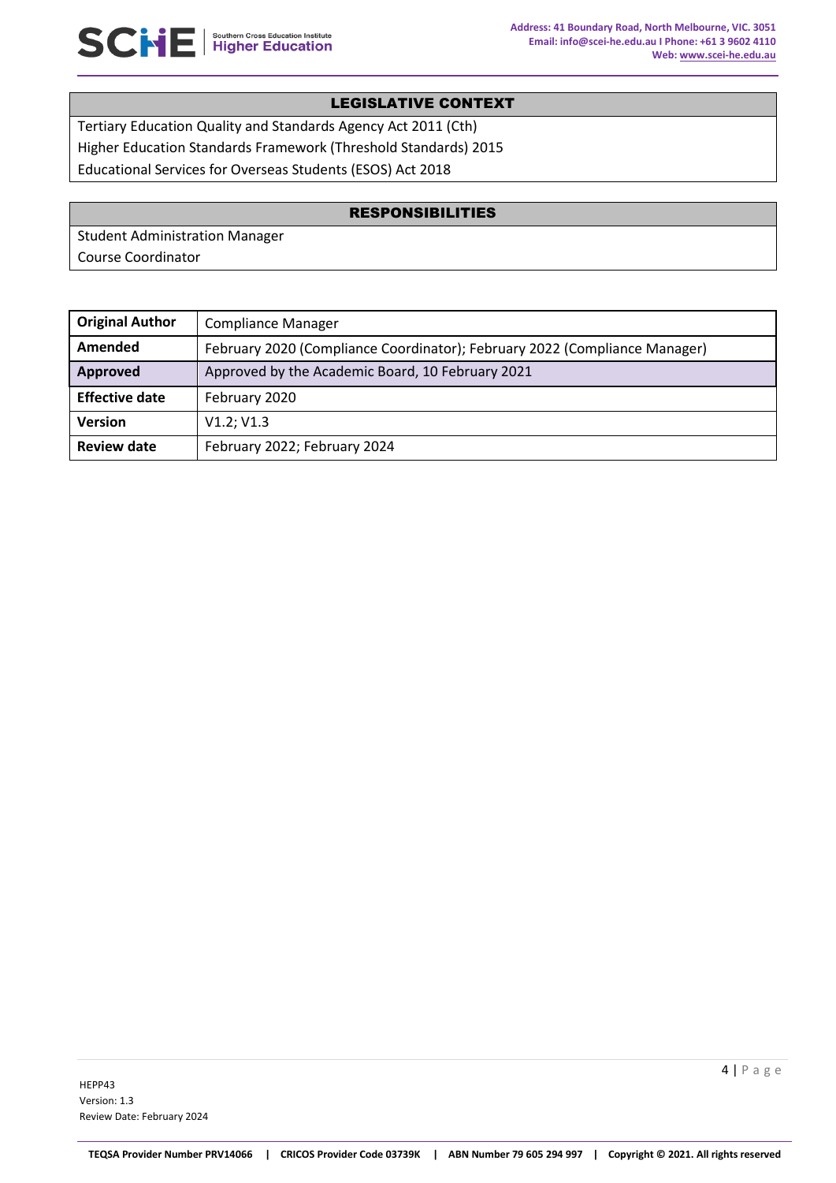| LEGISLATIVE CONTEXT |
|---|
| Tertiary Education Quality and Standards Agency Act 2011 (Cth) |
| Higher Education Standards Framework (Threshold Standards) 2015 |
| Educational Services for Overseas Students (ESOS) Act 2018 |

| RESPONSIBILITIES |
|---|
| Student Administration Manager |
| Course Coordinator |

| | |
|---|---|
| **Original Author** | Compliance Manager |
| **Amended** | February 2020 (Compliance Coordinator); February 2022 (Compliance Manager) |
| **Approved** | Approved by the Academic Board, 10 February 2021 |
| **Effective date** | February 2020 |
| **Version** | V1.2; V1.3 |
| **Review date** | February 2022; February 2024 |